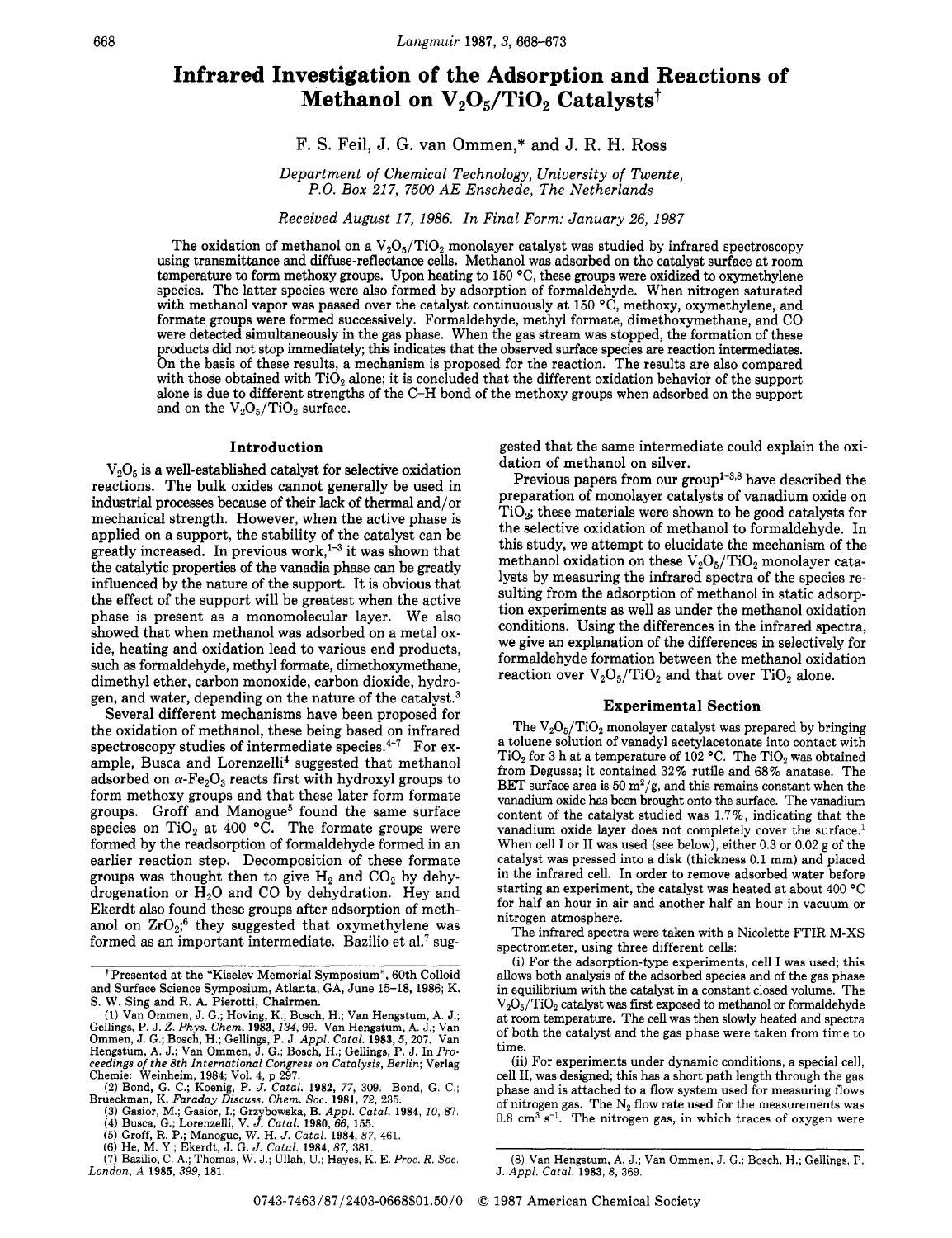# Infrared Investigation of the Adsorption and Reactions of Methanol on $V_2O_5/TiO_2$ Catalysts†

F. S. Feil, J. G. van Ommen,* and J. R. H. Ross

*Department of Chemical Technology, University of Twente, P.O. Box 217, 7500 AE Enschede, The Netherlands*

*Received August 17, 1986. In Final Form: January 26, 1987*

The oxidation of methanol on a $V_2O_5/TiO_2$ monolayer catalyst was studied by infrared spectroscopy using transmittance and diffuse-reflectance cells. Methanol was adsorbed on the catalyst surface at room temperature to form methoxy groups. Upon heating to 150 °C, these groups were oxidized to oxymethylene species. The latter species were also formed by adsorption of formaldehyde. When nitrogen saturated with methanol vapor was passed over the catalyst continuously at 150 °C, methoxy, oxymethylene, and formate groups were formed successively. Formaldehyde, methyl formate, dimethoxymethane, and CO were detected simultaneously in the gas phase. When the gas stream was stopped, the formation of these products did not stop immediately; this indicates that the observed surface species are reaction intermediates. On the basis of these results, a mechanism is proposed for the reaction. The results are also compared with those obtained with $TiO_2$ alone; it is concluded that the different oxidation behavior of the support alone is due to different strengths of the C–H bond of the methoxy groups when adsorbed on the support and on the $V_2O_5/TiO_2$ surface.

## Introduction

$V_2O_5$ is a well-established catalyst for selective oxidation reactions. The bulk oxides cannot generally be used in industrial processes because of their lack of thermal and/or mechanical strength. However, when the active phase is applied on a support, the stability of the catalyst can be greatly increased. In previous work,[1-3] it was shown that the catalytic properties of the vanadia phase can be greatly influenced by the nature of the support. It is obvious that the effect of the support will be greatest when the active phase is present as a monomolecular layer. We also showed that when methanol was adsorbed on a metal oxide, heating and oxidation lead to various end products, such as formaldehyde, methyl formate, dimethoxymethane, dimethyl ether, carbon monoxide, carbon dioxide, hydrogen, and water, depending on the nature of the catalyst.[3]

Several different mechanisms have been proposed for the oxidation of methanol, these being based on infrared spectroscopy studies of intermediate species.[4-7] For example, Busca and Lorenzelli[4] suggested that methanol adsorbed on $\alpha$-$Fe_2O_3$ reacts first with hydroxyl groups to form methoxy groups and that these later form formate groups. Groff and Manogue[5] found the same surface species on $TiO_2$ at 400 °C. The formate groups were formed by the readsorption of formaldehyde formed in an earlier reaction step. Decomposition of these formate groups was thought then to give $H_2$ and $CO_2$ by dehydrogenation or $H_2O$ and CO by dehydration. Hey and Ekerdt also found these groups after adsorption of methanol on $ZrO_2$;[6] they suggested that oxymethylene was formed as an important intermediate. Bazilio et al.[7] suggested that the same intermediate could explain the oxidation of methanol on silver.

Previous papers from our group[1-3,8] have described the preparation of monolayer catalysts of vanadium oxide on $TiO_2$; these materials were shown to be good catalysts for the selective oxidation of methanol to formaldehyde. In this study, we attempt to elucidate the mechanism of the methanol oxidation on these $V_2O_5/TiO_2$ monolayer catalysts by measuring the infrared spectra of the species resulting from the adsorption of methanol in static adsorption experiments as well as under the methanol oxidation conditions. Using the differences in the infrared spectra, we give an explanation of the differences in selectively for formaldehyde formation between the methanol oxidation reaction over $V_2O_5/TiO_2$ and that over $TiO_2$ alone.

## Experimental Section

The $V_2O_5/TiO_2$ monolayer catalyst was prepared by bringing a toluene solution of vanadyl acetylacetonate into contact with $TiO_2$ for 3 h at a temperature of 102 °C. The $TiO_2$ was obtained from Degussa; it contained 32% rutile and 68% anatase. The BET surface area is 50 $m^2/g$, and this remains constant when the vanadium oxide has been brought onto the surface. The vanadium content of the catalyst studied was 1.7%, indicating that the vanadium oxide layer does not completely cover the surface.[1] When cell I or II was used (see below), either 0.3 or 0.02 g of the catalyst was pressed into a disk (thickness 0.1 mm) and placed in the infrared cell. In order to remove adsorbed water before starting an experiment, the catalyst was heated at about 400 °C for half an hour in air and another half an hour in vacuum or nitrogen atmosphere.

The infrared spectra were taken with a Nicolette FTIR M-XS spectrometer, using three different cells:

(i) For the adsorption-type experiments, cell I was used; this allows both analysis of the adsorbed species and of the gas phase in equilibrium with the catalyst in a constant closed volume. The $V_2O_5/TiO_2$ catalyst was first exposed to methanol or formaldehyde at room temperature. The cell was then slowly heated and spectra of both the catalyst and the gas phase were taken from time to time.

(ii) For experiments under dynamic conditions, a special cell, cell II, was designed; this has a short path length through the gas phase and is attached to a flow system used for measuring flows of nitrogen gas. The $N_2$ flow rate used for the measurements was 0.8 $cm^3$ $s^{-1}$. The nitrogen gas, in which traces of oxygen were

---

† Presented at the "Kiselev Memorial Symposium", 60th Colloid and Surface Science Symposium, Atlanta, GA, June 15–18, 1986; K. S. W. Sing and R. A. Pierotti, Chairmen.

(1) Van Ommen, J. G.; Hoving, K.; Bosch, H.; Van Hengstum, A. J.; Gellings, P. J. *Z. Phys. Chem.* **1983**, *134*, 99. Van Hengstum, A. J.; Van Ommen, J. G.; Bosch, H.; Gellings, P. J. *Appl. Catal.* **1983**, *5*, 207. Van Hengstum, A. J.; Van Ommen, J. G.; Bosch, H.; Gellings, P. J. In *Proceedings of the 8th International Congress on Catalysis, Berlin*; Verlag Chemie: Weinheim, 1984; Vol. 4, p 297.

(2) Bond, G. C.; Koenig, P. *J. Catal.* **1982**, *77*, 309. Bond, G. C.; Brueckman, K. *Faraday Discuss. Chem. Soc.* **1981**, *72*, 235.

(3) Gasior, M.; Gasior, I.; Grzybowska, B. *Appl. Catal.* **1984**, *10*, 87.

(4) Busca, G.; Lorenzelli, V. *J. Catal.* **1980**, *66*, 155.

(5) Groff, R. P.; Manogue, W. H. *J. Catal.* **1984**, *87*, 461.

(6) He, M. Y.; Ekerdt, J. G. *J. Catal.* **1984**, *87*, 381.

(7) Bazilio, C. A.; Thomas, W. J.; Ullah, U.; Hayes, K. E. *Proc. R. Soc. London, A* **1985**, *399*, 181.

(8) Van Hengstum, A. J.; Van Ommen, J. G.; Bosch, H.; Gellings, P. J. *Appl. Catal.* **1983**, *8*, 369.

0743-7463/87/2403-0668$01.50/0 © 1987 American Chemical Society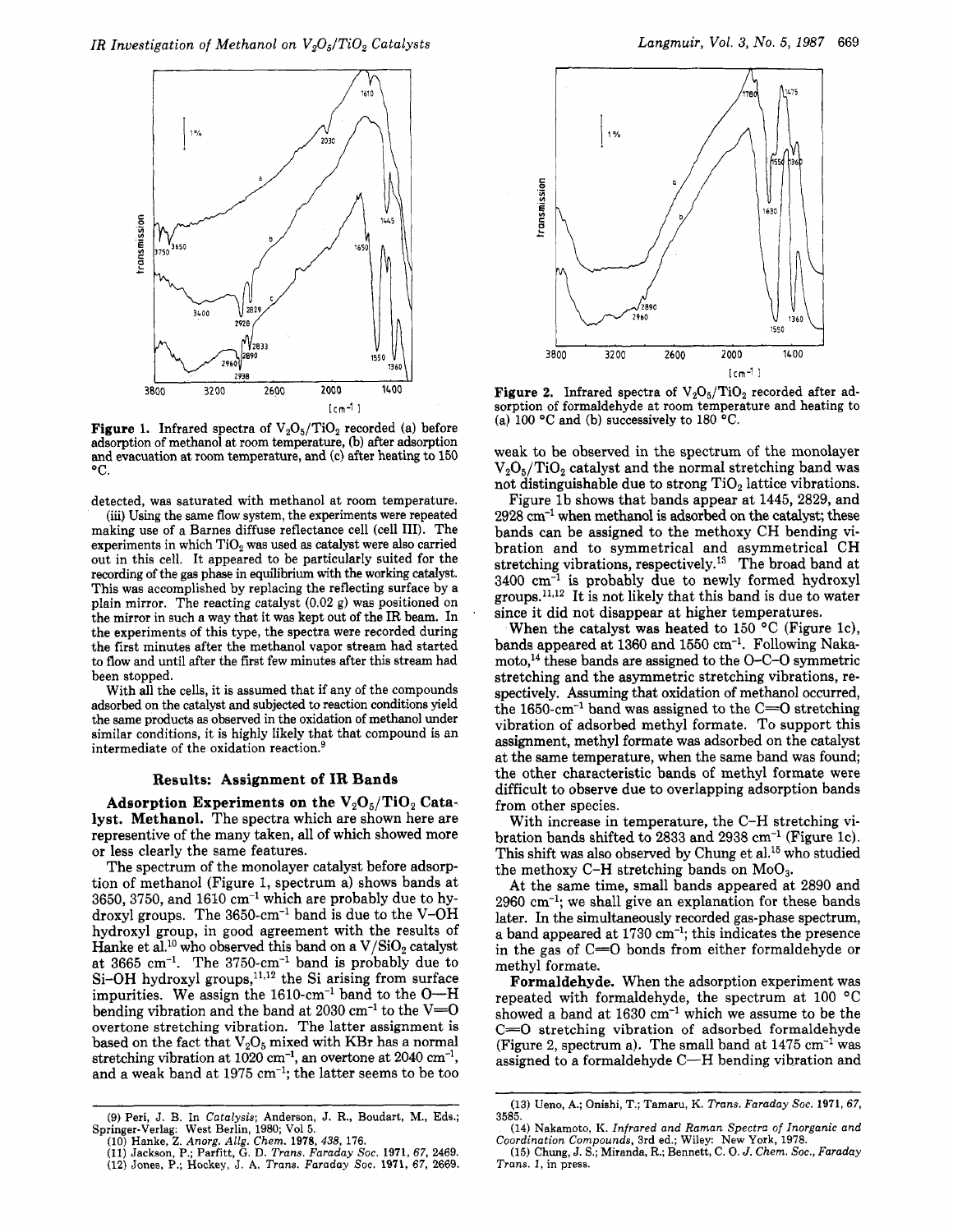**Figure 1.** Infrared spectra of $V_2O_5/TiO_2$ recorded (a) before adsorption of methanol at room temperature, (b) after adsorption and evacuation at room temperature, and (c) after heating to 150 °C.

detected, was saturated with methanol at room temperature.

(iii) Using the same flow system, the experiments were repeated making use of a Barnes diffuse reflectance cell (cell III). The experiments in which $TiO_2$ was used as catalyst were also carried out in this cell. It appeared to be particularly suited for the recording of the gas phase in equilibrium with the working catalyst. This was accomplished by replacing the reflecting surface by a plain mirror. The reacting catalyst (0.02 g) was positioned on the mirror in such a way that it was kept out of the IR beam. In the experiments of this type, the spectra were recorded during the first minutes after the methanol vapor stream had started to flow and until after the first few minutes after this stream had been stopped.

With all the cells, it is assumed that if any of the compounds adsorbed on the catalyst and subjected to reaction conditions yield the same products as observed in the oxidation of methanol under similar conditions, it is highly likely that that compound is an intermediate of the oxidation reaction.[9]

## Results: Assignment of IR Bands

**Adsorption Experiments on the $V_2O_5/TiO_2$ Catalyst. Methanol.** The spectra which are shown here are representative of the many taken, all of which showed more or less clearly the same features.

The spectrum of the monolayer catalyst before adsorption of methanol (Figure 1, spectrum a) shows bands at 3650, 3750, and 1610 $cm^{-1}$ which are probably due to hydroxyl groups. The 3650-$cm^{-1}$ band is due to the V–OH hydroxyl group, in good agreement with the results of Hanke et al.[10] who observed this band on a $V/SiO_2$ catalyst at 3665 $cm^{-1}$. The 3750-$cm^{-1}$ band is probably due to Si–OH hydroxyl groups,[11,12] the Si arising from surface impurities. We assign the 1610-$cm^{-1}$ band to the O—H bending vibration and the band at 2030 $cm^{-1}$ to the V=O overtone stretching vibration. The latter assignment is based on the fact that $V_2O_5$ mixed with KBr has a normal stretching vibration at 1020 $cm^{-1}$, an overtone at 2040 $cm^{-1}$, and a weak band at 1975 $cm^{-1}$; the latter seems to be too weak to be observed in the spectrum of the monolayer $V_2O_5/TiO_2$ catalyst and the normal stretching band was not distinguishable due to strong $TiO_2$ lattice vibrations.

Figure 1b shows that bands appear at 1445, 2829, and 2928 $cm^{-1}$ when methanol is adsorbed on the catalyst; these bands can be assigned to the methoxy CH bending vibration and to symmetrical and asymmetrical CH stretching vibrations, respectively.[13] The broad band at 3400 $cm^{-1}$ is probably due to newly formed hydroxyl groups.[11,12] It is not likely that this band is due to water since it did not disappear at higher temperatures.

When the catalyst was heated to 150 °C (Figure 1c), bands appeared at 1360 and 1550 $cm^{-1}$. Following Nakamoto,[14] these bands are assigned to the O–C–O symmetric stretching and the asymmetric stretching vibrations, respectively. Assuming that oxidation of methanol occurred, the 1650-$cm^{-1}$ band was assigned to the C=O stretching vibration of adsorbed methyl formate. To support this assignment, methyl formate was adsorbed on the catalyst at the same temperature, when the same band was found; the other characteristic bands of methyl formate were difficult to observe due to overlapping adsorption bands from other species.

With increase in temperature, the C–H stretching vibration bands shifted to 2833 and 2938 $cm^{-1}$ (Figure 1c). This shift was also observed by Chung et al.[15] who studied the methoxy C–H stretching bands on $MoO_3$.

At the same time, small bands appeared at 2890 and 2960 $cm^{-1}$; we shall give an explanation for these bands later. In the simultaneously recorded gas-phase spectrum, a band appeared at 1730 $cm^{-1}$; this indicates the presence in the gas of C=O bonds from either formaldehyde or methyl formate.

**Formaldehyde.** When the adsorption experiment was repeated with formaldehyde, the spectrum at 100 °C showed a band at 1630 $cm^{-1}$ which we assume to be the C=O stretching vibration of adsorbed formaldehyde (Figure 2, spectrum a). The small band at 1475 $cm^{-1}$ was assigned to a formaldehyde C—H bending vibration and

**Figure 2.** Infrared spectra of $V_2O_5/TiO_2$ recorded after adsorption of formaldehyde at room temperature and heating to (a) 100 °C and (b) successively to 180 °C.

(9) Peri, J. B. In *Catalysis*; Anderson, J. R., Boudart, M., Eds.; Springer-Verlag: West Berlin, 1980; Vol 5.

(10) Hanke, Z. *Anorg. Allg. Chem.* **1978**, *438*, 176.

(11) Jackson, P.; Parfitt, G. D. *Trans. Faraday Soc.* **1971**, *67*, 2469.

(12) Jones, P.; Hockey, J. A. *Trans. Faraday Soc.* **1971**, *67*, 2669.

(13) Ueno, A.; Onishi, T.; Tamaru, K. *Trans. Faraday Soc.* **1971**, *67*, 3585.

(14) Nakamoto, K. *Infrared and Raman Spectra of Inorganic and Coordination Compounds*, 3rd ed.; Wiley: New York, 1978.

(15) Chung, J. S.; Miranda, R.; Bennett, C. O. *J. Chem. Soc., Faraday Trans. 1*, in press.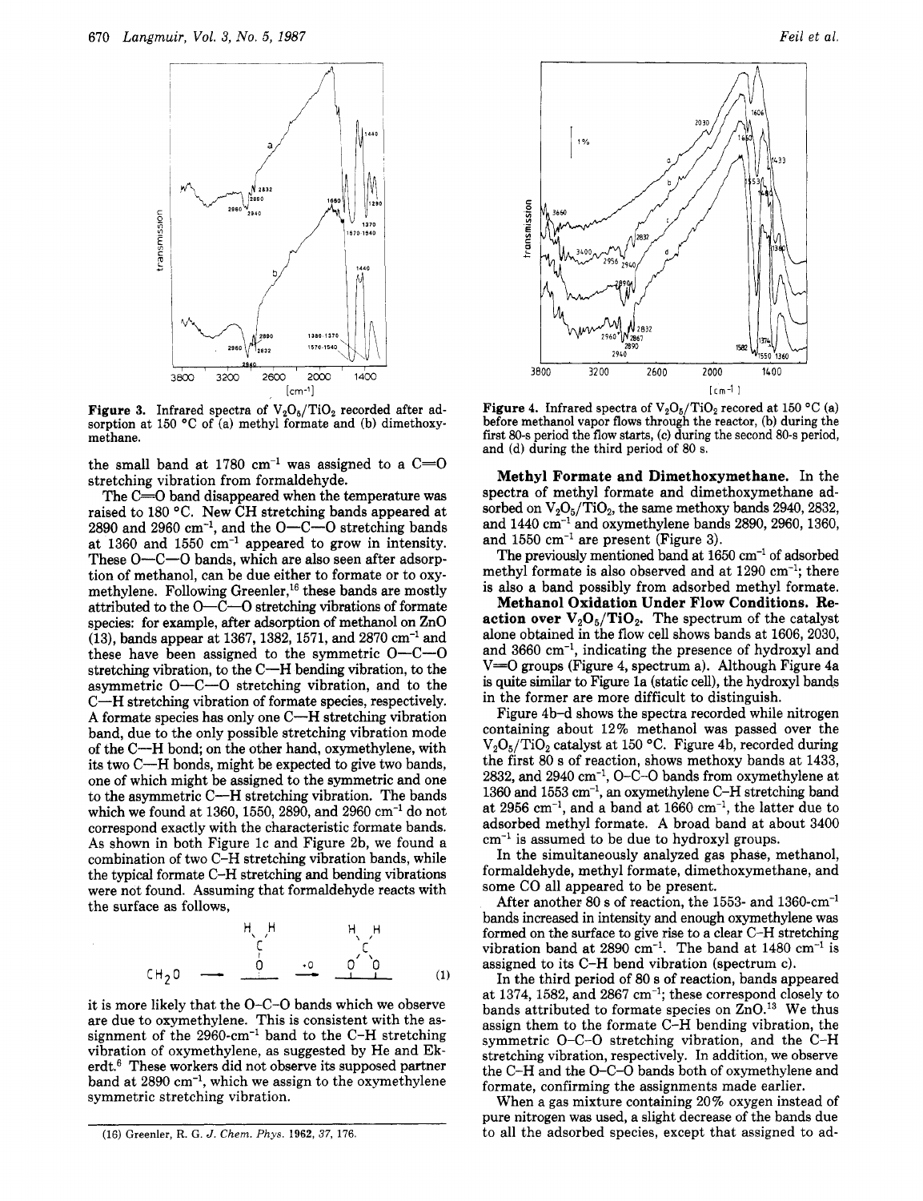Figure 3. Infrared spectra of $V_2O_5/TiO_2$ recorded after adsorption at 150 °C of (a) methyl formate and (b) dimethoxymethane.

the small band at 1780 $cm^{-1}$ was assigned to a C=O stretching vibration from formaldehyde.

The C=O band disappeared when the temperature was raised to 180 °C. New CH stretching bands appeared at 2890 and 2960 $cm^{-1}$, and the O—C—O stretching bands at 1360 and 1550 $cm^{-1}$ appeared to grow in intensity. These O—C—O bands, which are also seen after adsorption of methanol, can be due either to formate or to oxymethylene. Following Greenler,[16] these bands are mostly attributed to the O—C—O stretching vibrations of formate species: for example, after adsorption of methanol on ZnO (13), bands appear at 1367, 1382, 1571, and 2870 $cm^{-1}$ and these have been assigned to the symmetric O—C—O stretching vibration, to the C—H bending vibration, to the asymmetric O—C—O stretching vibration, and to the C—H stretching vibration of formate species, respectively. A formate species has only one C—H stretching vibration band, due to the only possible stretching vibration mode of the C—H bond; on the other hand, oxymethylene, with its two C—H bonds, might be expected to give two bands, one of which might be assigned to the symmetric and one to the asymmetric C—H stretching vibration. The bands which we found at 1360, 1550, 2890, and 2960 $cm^{-1}$ do not correspond exactly with the characteristic formate bands. As shown in both Figure 1c and Figure 2b, we found a combination of two C–H stretching vibration bands, while the typical formate C–H stretching and bending vibrations were not found. Assuming that formaldehyde reacts with the surface as follows,

$$CH_2O \longrightarrow \underset{\text{surface}}{\overset{H\;H}{\underset{O}{C}}} \xrightarrow{+O} \underset{\text{surface}}{\overset{H\;H}{\underset{O\;\;O}{C}}} \qquad (1)$$

it is more likely that the O-C-O bands which we observe are due to oxymethylene. This is consistent with the assignment of the 2960-$cm^{-1}$ band to the C-H stretching vibration of oxymethylene, as suggested by He and Ekerdt.[6] These workers did not observe its supposed partner band at 2890 $cm^{-1}$, which we assign to the oxymethylene symmetric stretching vibration.

(16) Greenler, R. G. *J. Chem. Phys.* 1962, 37, 176.

Figure 4. Infrared spectra of $V_2O_5/TiO_2$ recored at 150 °C (a) before methanol vapor flows through the reactor, (b) during the first 80-s period the flow starts, (c) during the second 80-s period, and (d) during the third period of 80 s.

**Methyl Formate and Dimethoxymethane.** In the spectra of methyl formate and dimethoxymethane adsorbed on $V_2O_5/TiO_2$, the same methoxy bands 2940, 2832, and 1440 $cm^{-1}$ and oxymethylene bands 2890, 2960, 1360, and 1550 $cm^{-1}$ are present (Figure 3).

The previously mentioned band at 1650 $cm^{-1}$ of adsorbed methyl formate is also observed and at 1290 $cm^{-1}$; there is also a band possibly from adsorbed methyl formate.

**Methanol Oxidation Under Flow Conditions. Reaction over $V_2O_5/TiO_2$.** The spectrum of the catalyst alone obtained in the flow cell shows bands at 1606, 2030, and 3660 $cm^{-1}$, indicating the presence of hydroxyl and V=O groups (Figure 4, spectrum a). Although Figure 4a is quite similar to Figure 1a (static cell), the hydroxyl bands in the former are more difficult to distinguish.

Figure 4b–d shows the spectra recorded while nitrogen containing about 12% methanol was passed over the $V_2O_5/TiO_2$ catalyst at 150 °C. Figure 4b, recorded during the first 80 s of reaction, shows methoxy bands at 1433, 2832, and 2940 $cm^{-1}$, O-C-O bands from oxymethylene at 1360 and 1553 $cm^{-1}$, an oxymethylene C–H stretching band at 2956 $cm^{-1}$, and a band at 1660 $cm^{-1}$, the latter due to adsorbed methyl formate. A broad band at about 3400 $cm^{-1}$ is assumed to be due to hydroxyl groups.

In the simultaneously analyzed gas phase, methanol, formaldehyde, methyl formate, dimethoxymethane, and some CO all appeared to be present.

After another 80 s of reaction, the 1553- and 1360-$cm^{-1}$ bands increased in intensity and enough oxymethylene was formed on the surface to give rise to a clear C–H stretching vibration band at 2890 $cm^{-1}$. The band at 1480 $cm^{-1}$ is assigned to its C–H bend vibration (spectrum c).

In the third period of 80 s of reaction, bands appeared at 1374, 1582, and 2867 $cm^{-1}$; these correspond closely to bands attributed to formate species on ZnO.[13] We thus assign them to the formate C–H bending vibration, the symmetric O-C-O stretching vibration, and the C–H stretching vibration, respectively. In addition, we observe the C–H and the O-C-O bands both of oxymethylene and formate, confirming the assignments made earlier.

When a gas mixture containing 20% oxygen instead of pure nitrogen was used, a slight decrease of the bands due to all the adsorbed species, except that assigned to ad-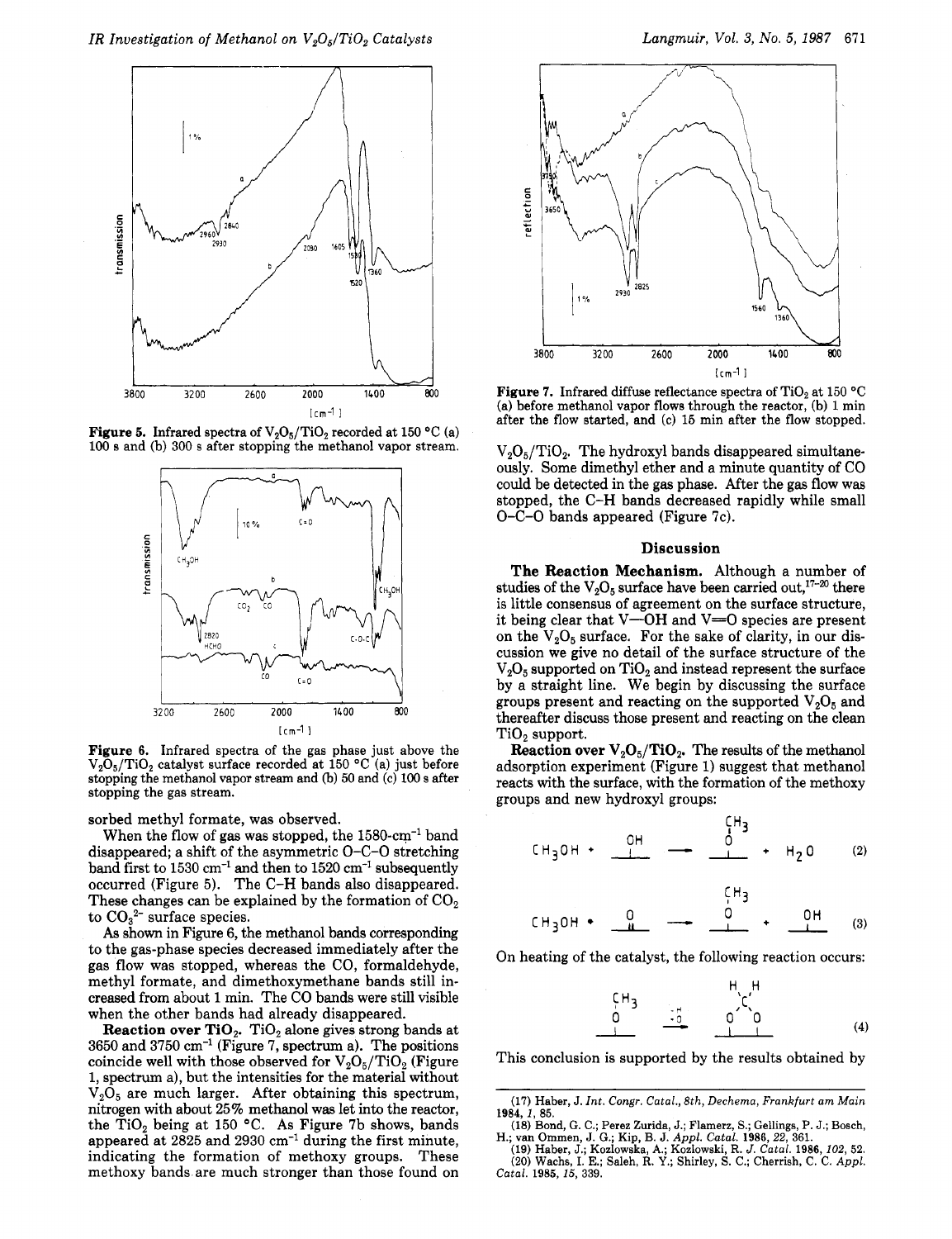**Figure 5.** Infrared spectra of $V_2O_5/TiO_2$ recorded at 150 °C (a) 100 s and (b) 300 s after stopping the methanol vapor stream.

**Figure 6.** Infrared spectra of the gas phase just above the $V_2O_5/TiO_2$ catalyst surface recorded at 150 °C (a) just before stopping the methanol vapor stream and (b) 50 and (c) 100 s after stopping the gas stream.

sorbed methyl formate, was observed.

When the flow of gas was stopped, the 1580-$cm^{-1}$ band disappeared; a shift of the asymmetric O–C–O stretching band first to 1530 $cm^{-1}$ and then to 1520 $cm^{-1}$ subsequently occurred (Figure 5). The C–H bands also disappeared. These changes can be explained by the formation of $CO_2$ to $CO_3^{2-}$ surface species.

As shown in Figure 6, the methanol bands corresponding to the gas-phase species decreased immediately after the gas flow was stopped, whereas the CO, formaldehyde, methyl formate, and dimethoxymethane bands still increased from about 1 min. The CO bands were still visible when the other bands had already disappeared.

**Reaction over $TiO_2$.** $TiO_2$ alone gives strong bands at 3650 and 3750 $cm^{-1}$ (Figure 7, spectrum a). The positions coincide well with those observed for $V_2O_5/TiO_2$ (Figure 1, spectrum a), but the intensities for the material without $V_2O_5$ are much larger. After obtaining this spectrum, nitrogen with about 25% methanol was let into the reactor, the $TiO_2$ being at 150 °C. As Figure 7b shows, bands appeared at 2825 and 2930 $cm^{-1}$ during the first minute, indicating the formation of methoxy groups. These methoxy bands are much stronger than those found on

**Figure 7.** Infrared diffuse reflectance spectra of $TiO_2$ at 150 °C (a) before methanol vapor flows through the reactor, (b) 1 min after the flow started, and (c) 15 min after the flow stopped.

$V_2O_5/TiO_2$. The hydroxyl bands disappeared simultaneously. Some dimethyl ether and a minute quantity of CO could be detected in the gas phase. After the gas flow was stopped, the C–H bands decreased rapidly while small O–C–O bands appeared (Figure 7c).

## Discussion

**The Reaction Mechanism.** Although a number of studies of the $V_2O_5$ surface have been carried out,[17-20] there is little consensus of agreement on the surface structure, it being clear that V–OH and V=O species are present on the $V_2O_5$ surface. For the sake of clarity, in our discussion we give no detail of the surface structure of the $V_2O_5$ supported on $TiO_2$ and instead represent the surface by a straight line. We begin by discussing the surface groups present and reacting on the supported $V_2O_5$ and thereafter discuss those present and reacting on the clean $TiO_2$ support.

**Reaction over $V_2O_5/TiO_2$.** The results of the methanol adsorption experiment (Figure 1) suggest that methanol reacts with the surface, with the formation of the methoxy groups and new hydroxyl groups:

$$CH_3OH + \underset{\rule{1em}{0.4pt}}{OH} \rightarrow \underset{\rule{1em}{0.4pt}}{OCH_3} + H_2O \quad (2)$$

$$CH_3OH + \underset{\rule{1em}{0.4pt}}{O} \rightarrow \underset{\rule{1em}{0.4pt}}{OCH_3} + \underset{\rule{1em}{0.4pt}}{OH} \quad (3)$$

On heating of the catalyst, the following reaction occurs:

$$\underset{\rule{1em}{0.4pt}}{OCH_3} \xrightarrow{-H,\,-O} \underset{\rule{2em}{0.4pt}}{O\!-\!CH_2\!-\!O} \quad (4)$$

This conclusion is supported by the results obtained by

(17) Haber, J. *Int. Congr. Catal., 8th, Dechema, Frankfurt am Main* **1984**, *1*, 85.
(18) Bond, G. C.; Perez Zurida, J.; Flamerz, S.; Gellings, P. J.; Bosch, H.; van Ommen, J. G.; Kip, B. J. *Appl. Catal.* **1986**, *22*, 361.
(19) Haber, J.; Kozlowska, A.; Kozlowski, R. *J. Catal.* **1986**, *102*, 52.
(20) Wachs, I. E.; Saleh, R. Y.; Shirley, S. C.; Cherrish, C. C. *Appl. Catal.* **1985**, *15*, 339.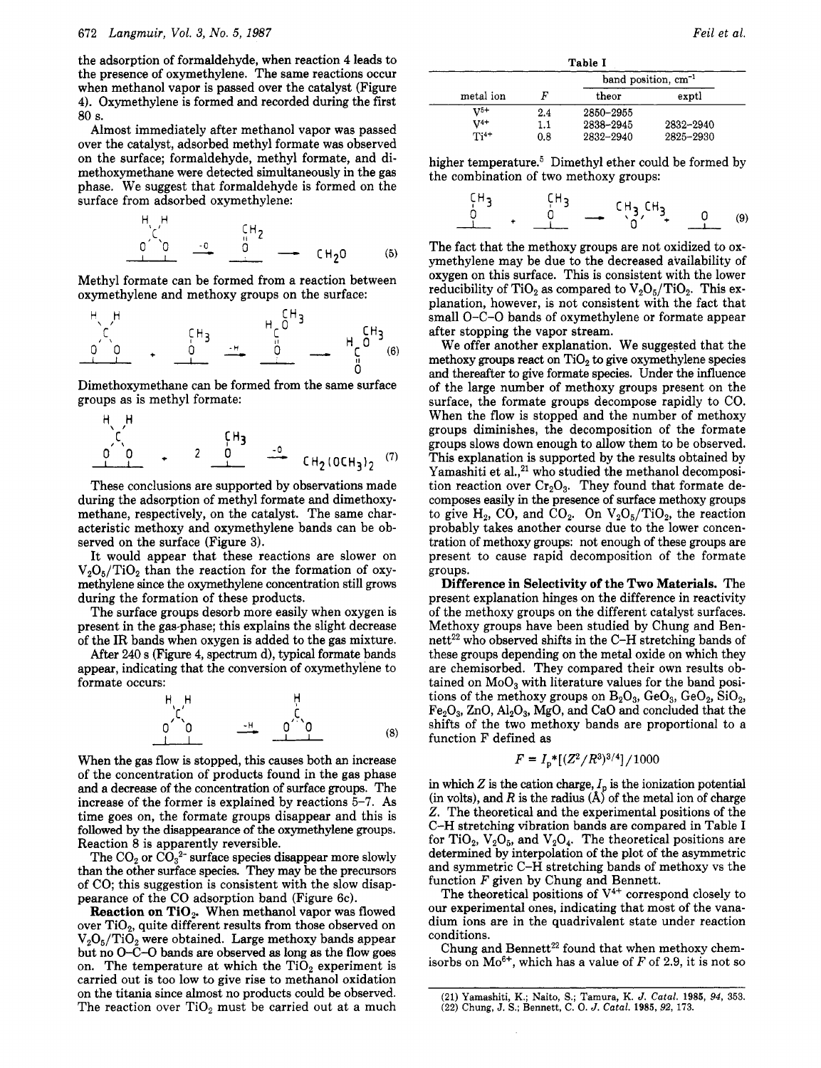the adsorption of formaldehyde, when reaction 4 leads to the presence of oxymethylene. The same reactions occur when methanol vapor is passed over the catalyst (Figure 4). Oxymethylene is formed and recorded during the first 80 s.

Almost immediately after methanol vapor was passed over the catalyst, adsorbed methyl formate was observed on the surface; formaldehyde, methyl formate, and dimethoxymethane were detected simultaneously in the gas phase. We suggest that formaldehyde is formed on the surface from adsorbed oxymethylene:

$$\text{H}_2\text{C}(\text{O})(\text{O})_{\text{surf}} \xrightarrow{-\text{O}} \text{CH}_2{=}\text{O}_{\text{surf}} \longrightarrow \text{CH}_2\text{O} \quad (5)$$

Methyl formate can be formed from a reaction between oxymethylene and methoxy groups on the surface:

$$\text{H}_2\text{C}(\text{O})(\text{O})_{\text{surf}} + \text{CH}_3\text{O}_{\text{surf}} \xrightarrow{-\text{H}} \text{HC}(\text{OCH}_3){=}\text{O}_{\text{surf}} \longrightarrow \text{HC}(\text{OCH}_3){=}\text{O} \quad (6)$$

Dimethoxymethane can be formed from the same surface groups as is methyl formate:

$$\text{H}_2\text{C}(\text{O})(\text{O})_{\text{surf}} + 2\ \text{CH}_3\text{O}_{\text{surf}} \xrightarrow{-\text{O}} \text{CH}_2(\text{OCH}_3)_2 \quad (7)$$

These conclusions are supported by observations made during the adsorption of methyl formate and dimethoxymethane, respectively, on the catalyst. The same characteristic methoxy and oxymethylene bands can be observed on the surface (Figure 3).

It would appear that these reactions are slower on $V_2O_5/TiO_2$ than the reaction for the formation of oxymethylene since the oxymethylene concentration still grows during the formation of these products.

The surface groups desorb more easily when oxygen is present in the gas-phase; this explains the slight decrease of the IR bands when oxygen is added to the gas mixture.

After 240 s (Figure 4, spectrum d), typical formate bands appear, indicating that the conversion of oxymethylene to formate occurs:

$$\text{H}_2\text{C}(\text{O})(\text{O})_{\text{surf}} \xrightarrow{-\text{H}} \text{HC}(\text{O})(\text{O})_{\text{surf}} \quad (8)$$

When the gas flow is stopped, this causes both an increase of the concentration of products found in the gas phase and a decrease of the concentration of surface groups. The increase of the former is explained by reactions 5–7. As time goes on, the formate groups disappear and this is followed by the disappearance of the oxymethylene groups. Reaction 8 is apparently reversible.

The $CO_2$ or $CO_3^{2-}$ surface species disappear more slowly than the other surface species. They may be the precursors of CO; this suggestion is consistent with the slow disappearance of the CO adsorption band (Figure 6c).

**Reaction on $TiO_2$.** When methanol vapor was flowed over $TiO_2$, quite different results from those observed on $V_2O_5/TiO_2$ were obtained. Large methoxy bands appear but no O–C–O bands are observed as long as the flow goes on. The temperature at which the $TiO_2$ experiment is carried out is too low to give rise to methanol oxidation on the titania since almost no products could be observed. The reaction over $TiO_2$ must be carried out at a much

Table I

| metal ion | F | band position, cm⁻¹ theor | exptl |
|---|---|---|---|
| $V^{5+}$ | 2.4 | 2850–2955 | |
| $V^{4+}$ | 1.1 | 2838–2945 | 2832–2940 |
| $Ti^{4+}$ | 0.8 | 2832–2940 | 2825–2930 |

higher temperature.[5] Dimethyl ether could be formed by the combination of two methoxy groups:

$$\text{CH}_3\text{O}_{\text{surf}} + \text{CH}_3\text{O}_{\text{surf}} \longrightarrow \text{CH}_3\text{OCH}_3 + \text{O}_{\text{surf}} \quad (9)$$

The fact that the methoxy groups are not oxidized to oxymethylene may be due to the decreased availability of oxygen on this surface. This is consistent with the lower reducibility of $TiO_2$ as compared to $V_2O_5/TiO_2$. This explanation, however, is not consistent with the fact that small O–C–O bands of oxymethylene or formate appear after stopping the vapor stream.

We offer another explanation. We suggested that the methoxy groups react on $TiO_2$ to give oxymethylene species and thereafter to give formate species. Under the influence of the large number of methoxy groups present on the surface, the formate groups decompose rapidly to CO. When the flow is stopped and the number of methoxy groups diminishes, the decomposition of the formate groups slows down enough to allow them to be observed. This explanation is supported by the results obtained by Yamashiti et al.,[21] who studied the methanol decomposition reaction over $Cr_2O_3$. They found that formate decomposes easily in the presence of surface methoxy groups to give $H_2$, CO, and $CO_2$. On $V_2O_5/TiO_2$, the reaction probably takes another course due to the lower concentration of methoxy groups: not enough of these groups are present to cause rapid decomposition of the formate groups.

**Difference in Selectivity of the Two Materials.** The present explanation hinges on the difference in reactivity of the methoxy groups on the different catalyst surfaces. Methoxy groups have been studied by Chung and Bennett[22] who observed shifts in the C–H stretching bands of these groups depending on the metal oxide on which they are chemisorbed. They compared their own results obtained on $MoO_3$ with literature values for the band positions of the methoxy groups on $B_2O_3$, $GeO_3$, $GeO_2$, $SiO_2$, $Fe_2O_3$, ZnO, $Al_2O_3$, MgO, and CaO and concluded that the shifts of the two methoxy bands are proportional to a function F defined as

$$F = I_p{}^*[(Z^2/R^3)^{3/4}]/1000$$

in which $Z$ is the cation charge, $I_p$ is the ionization potential (in volts), and $R$ is the radius (Å) of the metal ion of charge $Z$. The theoretical and the experimental positions of the C–H stretching vibration bands are compared in Table I for $TiO_2$, $V_2O_5$, and $V_2O_4$. The theoretical positions are determined by interpolation of the plot of the asymmetric and symmetric C–H stretching bands of methoxy vs the function $F$ given by Chung and Bennett.

The theoretical positions of $V^{4+}$ correspond closely to our experimental ones, indicating that most of the vanadium ions are in the quadrivalent state under reaction conditions.

Chung and Bennett[22] found that when methoxy chemisorbs on $Mo^{6+}$, which has a value of $F$ of 2.9, it is not so

(21) Yamashiti, K.; Naito, S.; Tamura, K. *J. Catal.* **1985**, *94*, 353.
(22) Chung, J. S.; Bennett, C. O. *J. Catal.* **1985**, *92*, 173.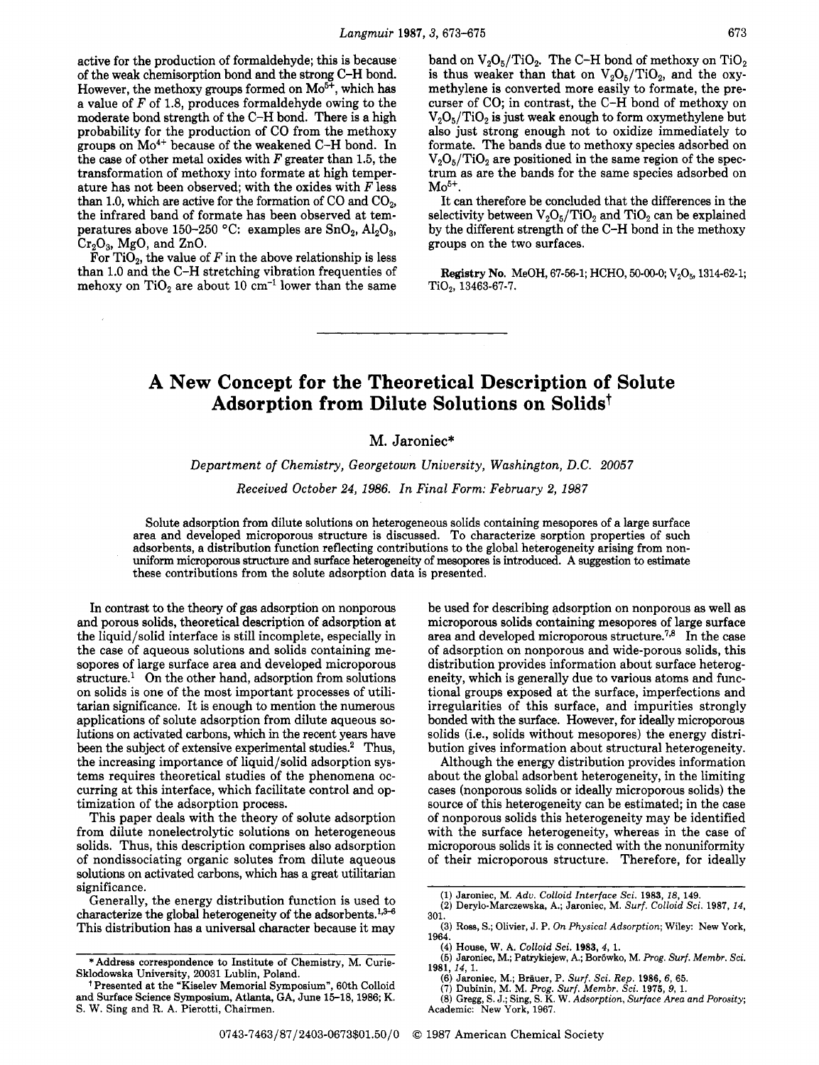active for the production of formaldehyde; this is because of the weak chemisorption bond and the strong C–H bond. However, the methoxy groups formed on $Mo^{5+}$, which has a value of $F$ of 1.8, produces formaldehyde owing to the moderate bond strength of the C–H bond. There is a high probability for the production of CO from the methoxy groups on $Mo^{4+}$ because of the weakened C–H bond. In the case of other metal oxides with $F$ greater than 1.5, the transformation of methoxy into formate at high temperature has not been observed; with the oxides with $F$ less than 1.0, which are active for the formation of CO and $CO_2$, the infrared band of formate has been observed at temperatures above 150–250 °C: examples are $SnO_2$, $Al_2O_3$, $Cr_2O_3$, MgO, and ZnO.

For $TiO_2$, the value of $F$ in the above relationship is less than 1.0 and the C–H stretching vibration frequencies of mehoxy on $TiO_2$ are about 10 $cm^{-1}$ lower than the same band on $V_2O_5/TiO_2$. The C–H bond of methoxy on $TiO_2$ is thus weaker than that on $V_2O_5/TiO_2$, and the oxymethylene is converted more easily to formate, the precurser of CO; in contrast, the C–H bond of methoxy on $V_2O_5/TiO_2$ is just weak enough to form oxymethylene but also just strong enough not to oxidize immediately to formate. The bands due to methoxy species adsorbed on $V_2O_5/TiO_2$ are positioned in the same region of the spectrum as are the bands for the same species adsorbed on $Mo^{5+}$.

It can therefore be concluded that the differences in the selectivity between $V_2O_5/TiO_2$ and $TiO_2$ can be explained by the different strength of the C–H bond in the methoxy groups on the two surfaces.

**Registry No.** MeOH, 67-56-1; HCHO, 50-00-0; $V_2O_5$, 1314-62-1; $TiO_2$, 13463-67-7.

# A New Concept for the Theoretical Description of Solute Adsorption from Dilute Solutions on Solids†

M. Jaroniec*

*Department of Chemistry, Georgetown University, Washington, D.C. 20057*

*Received October 24, 1986. In Final Form: February 2, 1987*

Solute adsorption from dilute solutions on heterogeneous solids containing mesopores of a large surface area and developed microporous structure is discussed. To characterize sorption properties of such adsorbents, a distribution function reflecting contributions to the global heterogeneity arising from nonuniform microporous structure and surface heterogeneity of mesopores is introduced. A suggestion to estimate these contributions from the solute adsorption data is presented.

In contrast to the theory of gas adsorption on nonporous and porous solids, theoretical description of adsorption at the liquid/solid interface is still incomplete, especially in the case of aqueous solutions and solids containing mesopores of large surface area and developed microporous structure.[1] On the other hand, adsorption from solutions on solids is one of the most important processes of utilitarian significance. It is enough to mention the numerous applications of solute adsorption from dilute aqueous solutions on activated carbons, which in the recent years have been the subject of extensive experimental studies.[2] Thus, the increasing importance of liquid/solid adsorption systems requires theoretical studies of the phenomena occurring at this interface, which facilitate control and optimization of the adsorption process.

This paper deals with the theory of solute adsorption from dilute nonelectrolytic solutions on heterogeneous solids. Thus, this description comprises also adsorption of nondissociating organic solutes from dilute aqueous solutions on activated carbons, which has a great utilitarian significance.

Generally, the energy distribution function is used to characterize the global heterogeneity of the adsorbents.[1,3-6] This distribution has a universal character because it may be used for describing adsorption on nonporous as well as microporous solids containing mesopores of large surface area and developed microporous structure.[7,8] In the case of adsorption on nonporous and wide-porous solids, this distribution provides information about surface heterogeneity, which is generally due to various atoms and functional groups exposed at the surface, imperfections and irregularities of this surface, and impurities strongly bonded with the surface. However, for ideally microporous solids (i.e., solids without mesopores) the energy distribution gives information about structural heterogeneity.

Although the energy distribution provides information about the global adsorbent heterogeneity, in the limiting cases (nonporous solids or ideally microporous solids) the source of this heterogeneity can be estimated; in the case of nonporous solids this heterogeneity may be identified with the surface heterogeneity, whereas in the case of microporous solids it is connected with the nonuniformity of their microporous structure. Therefore, for ideally

\* Address correspondence to Institute of Chemistry, M. Curie-Sklodowska University, 20031 Lublin, Poland.

† Presented at the "Kiselev Memorial Symposium", 60th Colloid and Surface Science Symposium, Atlanta, GA, June 15–18, 1986; K. S. W. Sing and R. A. Pierotti, Chairmen.

(1) Jaroniec, M. *Adv. Colloid Interface Sci.* 1983, *18*, 149.
(2) Derylo-Marczewska, A.; Jaroniec, M. *Surf. Colloid Sci.* 1987, *14*, 301.
(3) Ross, S.; Olivier, J. P. *On Physical Adsorption*; Wiley: New York, 1964.
(4) House, W. A. *Colloid Sci.* 1983, *4*, 1.
(5) Jaroniec, M.; Patrykiejew, A.; Borówko, M. *Prog. Surf. Membr. Sci.* 1981, *14*, 1.
(6) Jaroniec, M.; Bräuer, P. *Surf. Sci. Rep.* 1986, *6*, 65.
(7) Dubinin, M. M. *Prog. Surf. Membr. Sci.* 1975, *9*, 1.
(8) Gregg, S. J.; Sing, S. K. W. *Adsorption, Surface Area and Porosity*; Academic: New York, 1967.

0743-7463/87/2403-0673$01.50/0 © 1987 American Chemical Society